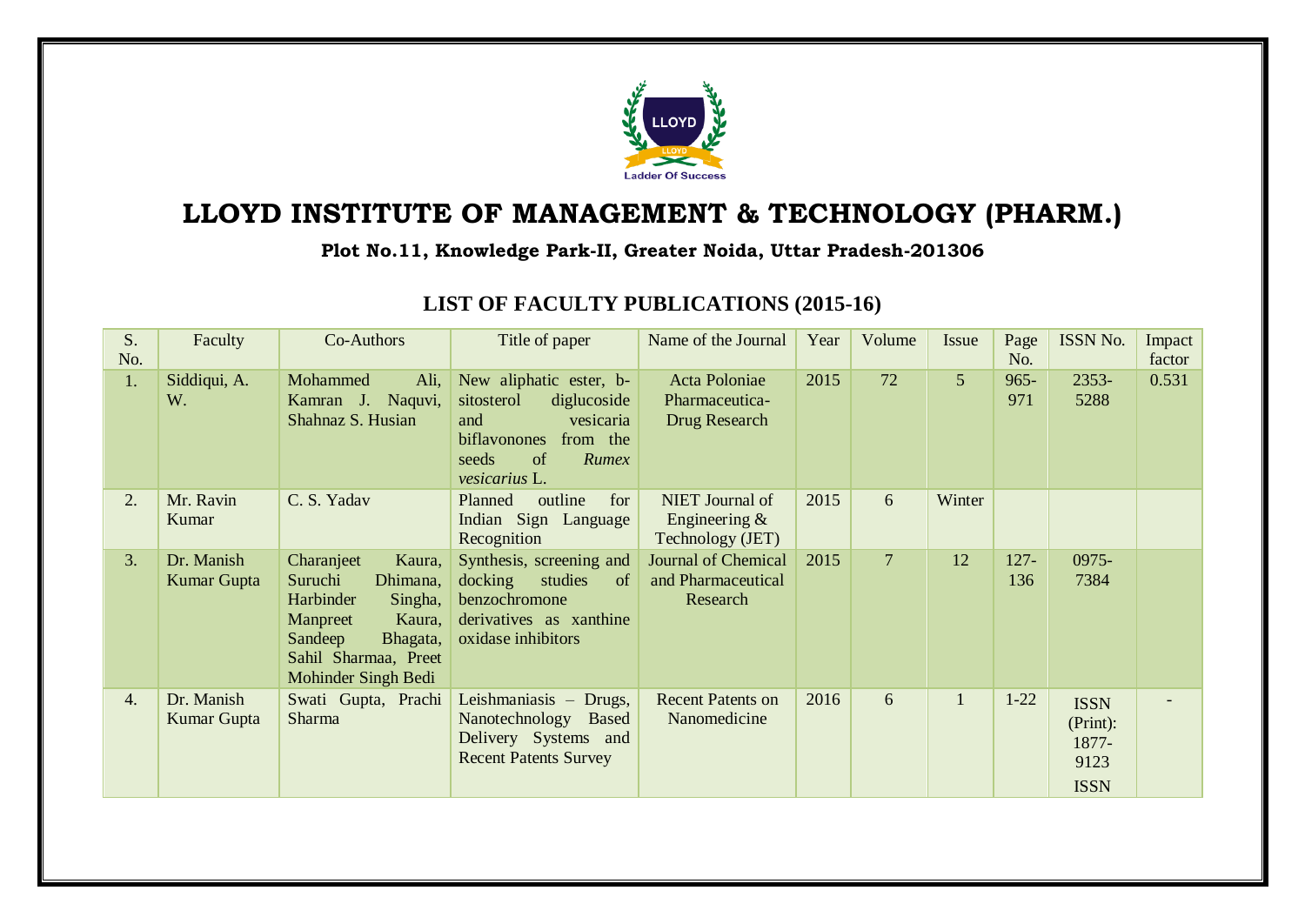# LLOYD INSTITUTE OF MANAGEMENT & TECHNOLOGY (PHARM.)

**Plot No.11, Knowledge Park-II, Greater Noida, Uttar Pradesh-201306**

## LIST OF FACULTY PUBLICATIONS (2015-16)

| S. No. | Faculty | Co-Authors | Title of paper | Name of the Journal | Year | Volume | Issue | Page No. | ISSN No. | Impact factor |
|---|---|---|---|---|---|---|---|---|---|---|
| 1. | Siddiqui, A. W. | Mohammed Ali, Kamran J. Naquvi, Shahnaz S. Husian | New aliphatic ester, b-sitosterol diglucoside and vesicaria biflavonones from the seeds of *Rumex vesicarius* L. | Acta Poloniae Pharmaceutica-Drug Research | 2015 | 72 | 5 | 965-971 | 2353-5288 | 0.531 |
| 2. | Mr. Ravin Kumar | C. S. Yadav | Planned outline for Indian Sign Language Recognition | NIET Journal of Engineering & Technology (JET) | 2015 | 6 | Winter | | | |
| 3. | Dr. Manish Kumar Gupta | Charanjeet Kaura, Suruchi Dhimana, Harbinder Singha, Manpreet Kaura, Sandeep Bhagata, Sahil Sharmaa, Preet Mohinder Singh Bedi | Synthesis, screening and docking studies of benzochromone derivatives as xanthine oxidase inhibitors | Journal of Chemical and Pharmaceutical Research | 2015 | 7 | 12 | 127-136 | 0975-7384 | |
| 4. | Dr. Manish Kumar Gupta | Swati Gupta, Prachi Sharma | Leishmaniasis – Drugs, Nanotechnology Based Delivery Systems and Recent Patents Survey | Recent Patents on Nanomedicine | 2016 | 6 | 1 | 1-22 | ISSN (Print): 1877-9123 ISSN | - |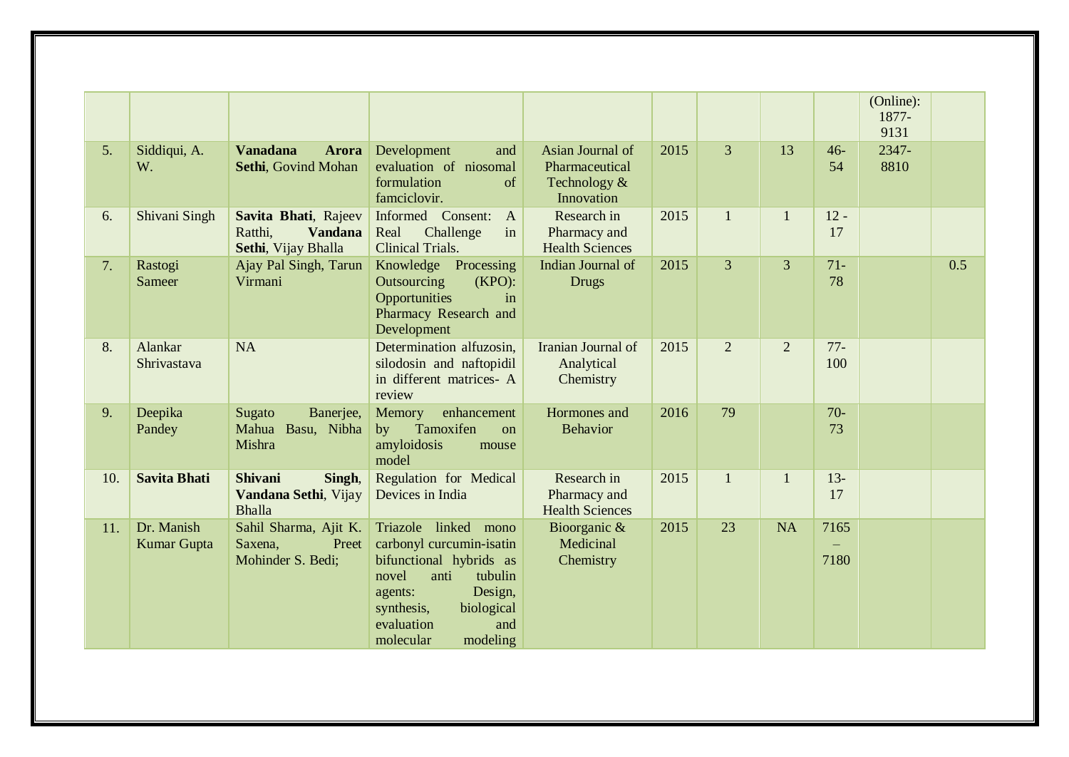| | | | | | | | | | | |
|---|---|---|---|---|---|---|---|---|---|---|
| | | | | | | | | | (Online): 1877-9131 | |
| 5. | Siddiqui, A. W. | **Vanadana Arora Sethi**, Govind Mohan | Development and evaluation of niosomal formulation of famciclovir. | Asian Journal of Pharmaceutical Technology & Innovation | 2015 | 3 | 13 | 46-54 | 2347-8810 | |
| 6. | Shivani Singh | **Savita Bhati**, Rajeev Ratthi, **Vandana Sethi**, Vijay Bhalla | Informed Consent: A Real Challenge in Clinical Trials. | Research in Pharmacy and Health Sciences | 2015 | 1 | 1 | 12 - 17 | | |
| 7. | Rastogi Sameer | Ajay Pal Singh, Tarun Virmani | Knowledge Processing Outsourcing (KPO): Opportunities in Pharmacy Research and Development | Indian Journal of Drugs | 2015 | 3 | 3 | 71-78 | | 0.5 |
| 8. | Alankar Shrivastava | NA | Determination alfuzosin, silodosin and naftopidil in different matrices- A review | Iranian Journal of Analytical Chemistry | 2015 | 2 | 2 | 77-100 | | |
| 9. | Deepika Pandey | Sugato Banerjee, Mahua Basu, Nibha Mishra | Memory enhancement by Tamoxifen on amyloidosis mouse model | Hormones and Behavior | 2016 | 79 | | 70-73 | | |
| 10. | **Savita Bhati** | **Shivani Singh**, **Vandana Sethi**, Vijay Bhalla | Regulation for Medical Devices in India | Research in Pharmacy and Health Sciences | 2015 | 1 | 1 | 13-17 | | |
| 11. | Dr. Manish Kumar Gupta | Sahil Sharma, Ajit K. Saxena, Preet Mohinder S. Bedi; | Triazole linked mono carbonyl curcumin-isatin bifunctional hybrids as novel anti tubulin agents: Design, synthesis, biological evaluation and molecular modeling | Bioorganic & Medicinal Chemistry | 2015 | 23 | NA | 7165 – 7180 | | |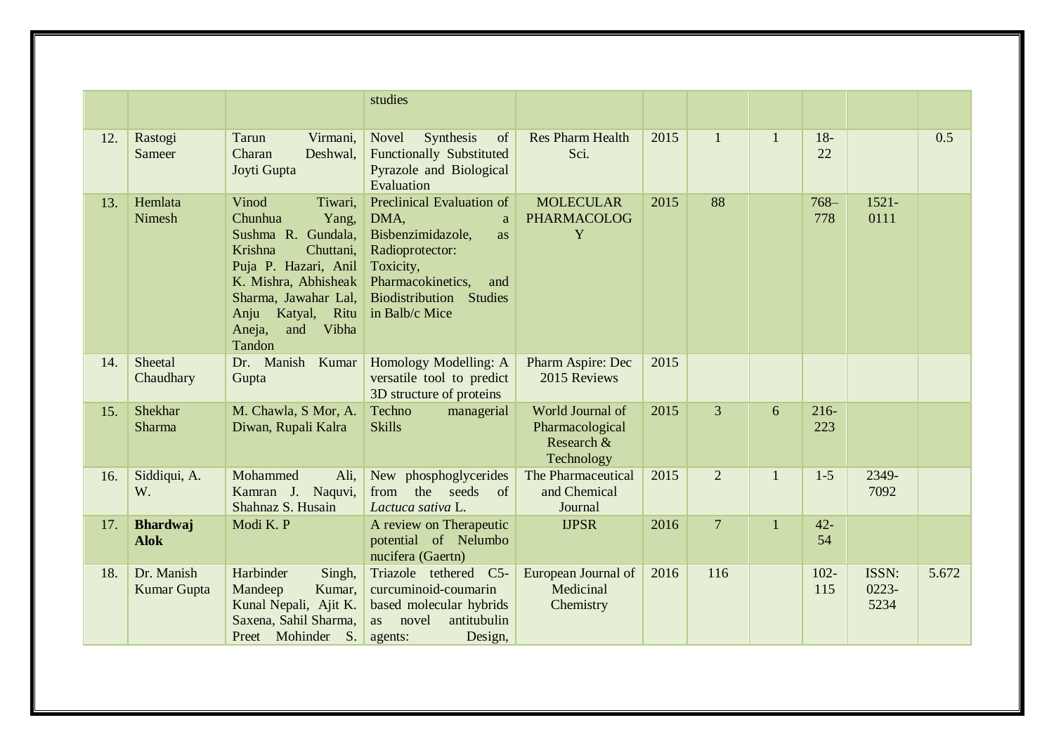| | | | | | | | | | | |
|---|---|---|---|---|---|---|---|---|---|---|
| | | | studies | | | | | | | |
| 12. | Rastogi Sameer | Tarun Virmani, Charan Deshwal, Joyti Gupta | Novel Synthesis of Functionally Substituted Pyrazole and Biological Evaluation | Res Pharm Health Sci. | 2015 | 1 | 1 | 18-22 | | 0.5 |
| 13. | Hemlata Nimesh | Vinod Tiwari, Chunhua Yang, Sushma R. Gundala, Krishna Chuttani, Puja P. Hazari, Anil K. Mishra, Abhisheak Sharma, Jawahar Lal, Anju Katyal, Ritu Aneja, and Vibha Tandon | Preclinical Evaluation of DMA, a Bisbenzimidazole, as Radioprotector: Toxicity, Pharmacokinetics, and Biodistribution Studies in Balb/c Mice | MOLECULAR PHARMACOLOGY | 2015 | 88 | | 768–778 | 1521-0111 | |
| 14. | Sheetal Chaudhary | Dr. Manish Kumar Gupta | Homology Modelling: A versatile tool to predict 3D structure of proteins | Pharm Aspire: Dec 2015 Reviews | 2015 | | | | | |
| 15. | Shekhar Sharma | M. Chawla, S Mor, A. Diwan, Rupali Kalra | Techno managerial Skills | World Journal of Pharmacological Research & Technology | 2015 | 3 | 6 | 216-223 | | |
| 16. | Siddiqui, A. W. | Mohammed Ali, Kamran J. Naquvi, Shahnaz S. Husain | New phosphoglycerides from the seeds of *Lactuca sativa* L. | The Pharmaceutical and Chemical Journal | 2015 | 2 | 1 | 1-5 | 2349-7092 | |
| 17. | **Bhardwaj Alok** | Modi K. P | A review on Therapeutic potential of Nelumbo nucifera (Gaertn) | IJPSR | 2016 | 7 | 1 | 42-54 | | |
| 18. | Dr. Manish Kumar Gupta | Harbinder Singh, Mandeep Kumar, Kunal Nepali, Ajit K. Saxena, Sahil Sharma, Preet Mohinder S. | Triazole tethered C5-curcuminoid-coumarin based molecular hybrids as novel antitubulin agents: Design, | European Journal of Medicinal Chemistry | 2016 | 116 | | 102-115 | ISSN: 0223-5234 | 5.672 |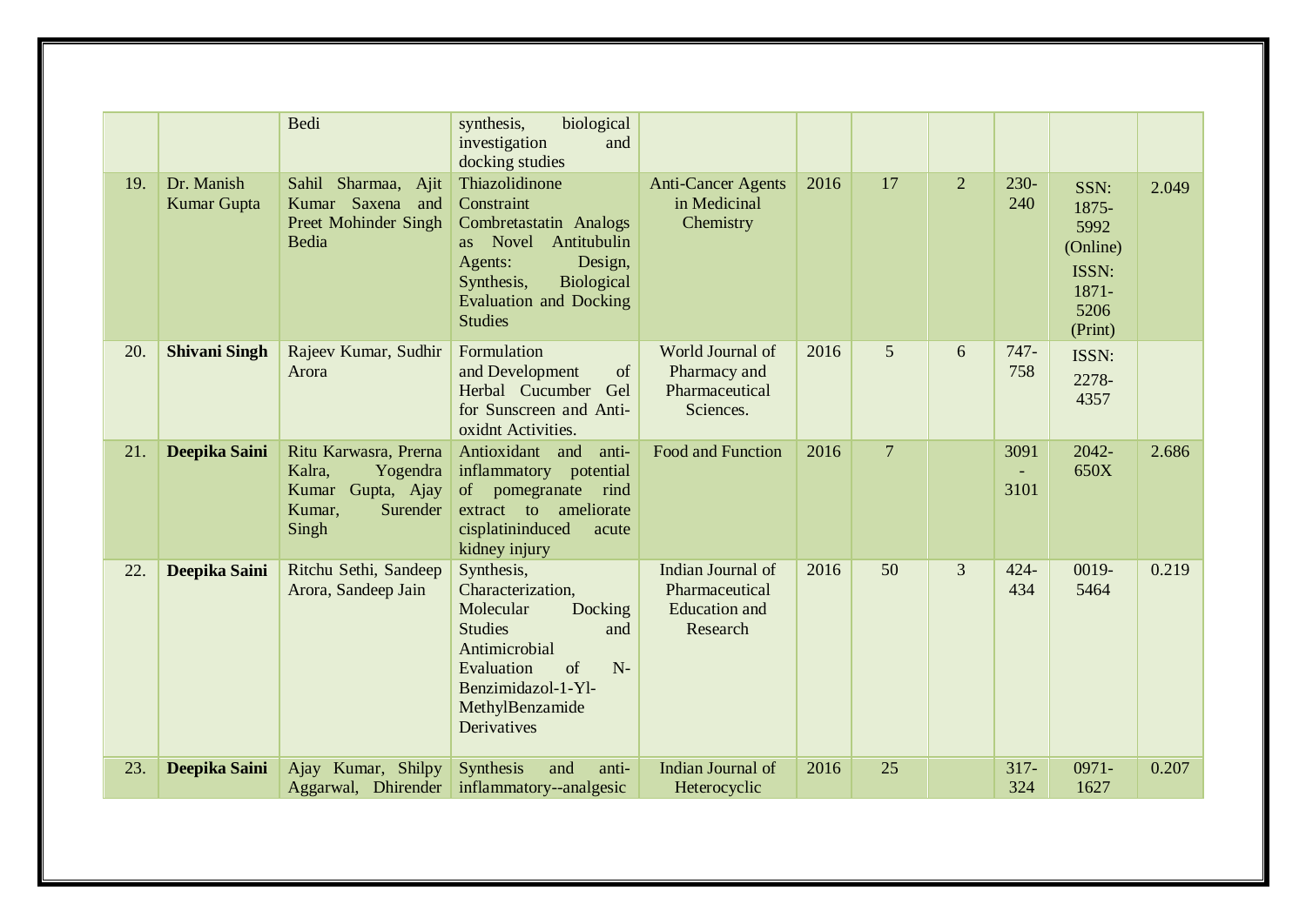| | | | | | | | | | | |
|---|---|---|---|---|---|---|---|---|---|---|
| | | Bedi | synthesis, biological investigation and docking studies | | | | | | | |
| 19. | Dr. Manish Kumar Gupta | Sahil Sharmaa, Ajit Kumar Saxena and Preet Mohinder Singh Bedia | Thiazolidinone Constraint Combretastatin Analogs as Novel Antitubulin Agents: Design, Synthesis, Biological Evaluation and Docking Studies | Anti-Cancer Agents in Medicinal Chemistry | 2016 | 17 | 2 | 230-240 | SSN: 1875-5992 (Online) ISSN: 1871-5206 (Print) | 2.049 |
| 20. | **Shivani Singh** | Rajeev Kumar, Sudhir Arora | Formulation and Development of Herbal Cucumber Gel for Sunscreen and Anti-oxidnt Activities. | World Journal of Pharmacy and Pharmaceutical Sciences. | 2016 | 5 | 6 | 747-758 | ISSN: 2278-4357 | |
| 21. | **Deepika Saini** | Ritu Karwasra, Prerna Kalra, Yogendra Kumar Gupta, Ajay Kumar, Surender Singh | Antioxidant and anti-inflammatory potential of pomegranate rind extract to ameliorate cisplatininduced acute kidney injury | Food and Function | 2016 | 7 | | 3091-3101 | 2042-650X | 2.686 |
| 22. | **Deepika Saini** | Ritchu Sethi, Sandeep Arora, Sandeep Jain | Synthesis, Characterization, Molecular Docking Studies and Antimicrobial Evaluation of N-Benzimidazol-1-Yl-MethylBenzamide Derivatives | Indian Journal of Pharmaceutical Education and Research | 2016 | 50 | 3 | 424-434 | 0019-5464 | 0.219 |
| 23. | **Deepika Saini** | Ajay Kumar, Shilpy Aggarwal, Dhirender | Synthesis and anti-inflammatory--analgesic | Indian Journal of Heterocyclic | 2016 | 25 | | 317-324 | 0971-1627 | 0.207 |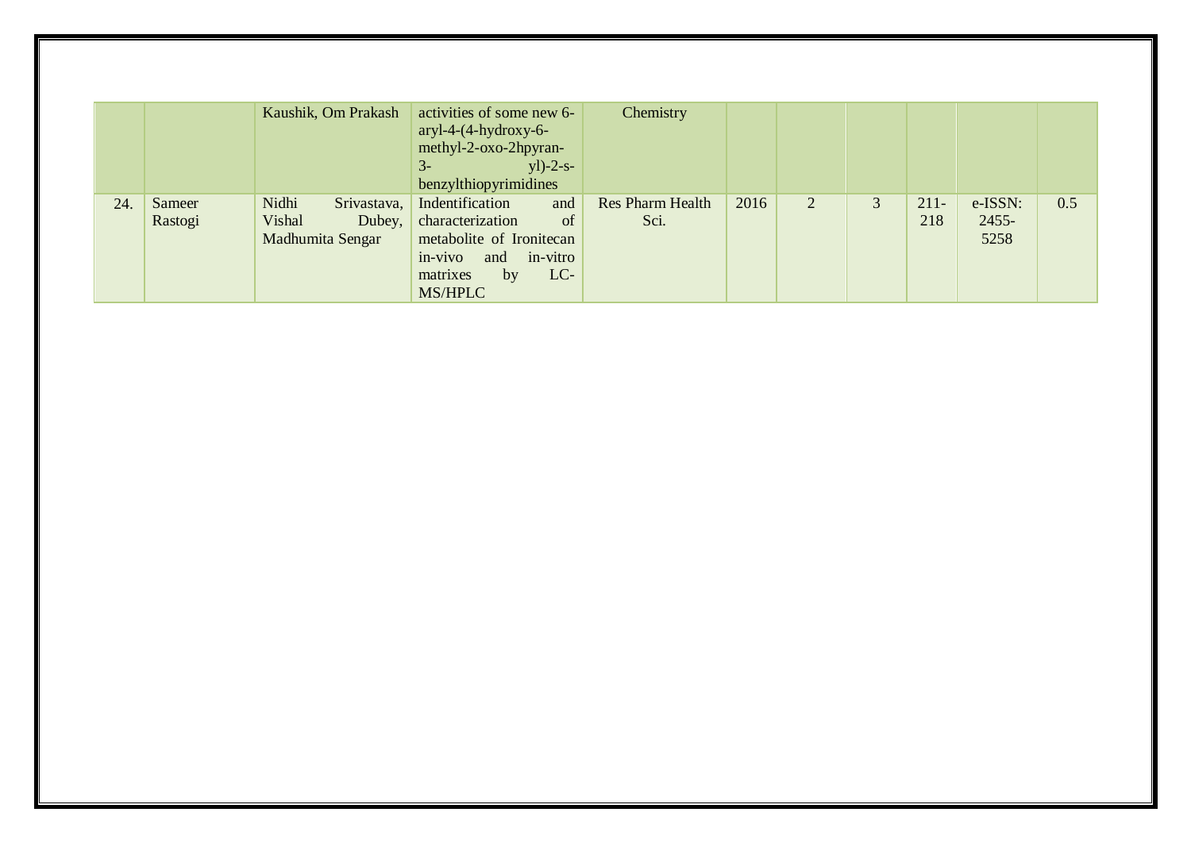| | | | | | | | | | | |
|---|---|---|---|---|---|---|---|---|---|---|
| | | Kaushik, Om Prakash | activities of some new 6-aryl-4-(4-hydroxy-6-methyl-2-oxo-2hpyran-3- yl)-2-s-benzylthiopyrimidines | Chemistry | | | | | | |
| 24. | Sameer Rastogi | Nidhi Srivastava, Vishal Dubey, Madhumita Sengar | Indentification and characterization of metabolite of Ironitecan in-vivo and in-vitro matrixes by LC-MS/HPLC | Res Pharm Health Sci. | 2016 | 2 | 3 | 211-218 | e-ISSN: 2455-5258 | 0.5 |